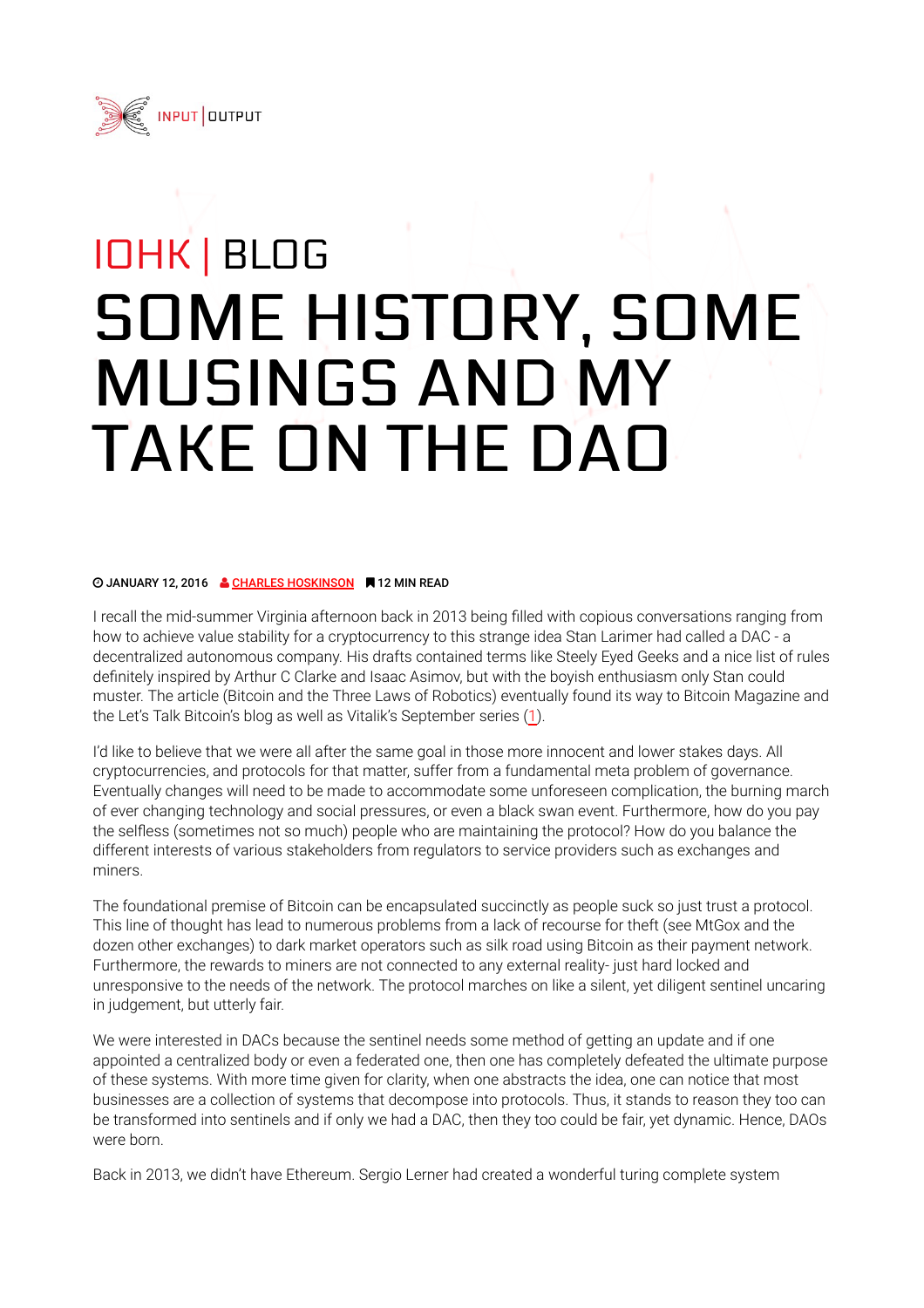INPUT | OUTPUT

# IOHK | BLOG

# SOME HISTORY, SOME MUSINGS AND MY TAKE ON THE DAO

JANUARY 12, 2016 CHARLES HOSKINSON 12 MIN READ

I recall the mid-summer Virginia afternoon back in 2013 being filled with copious conversations ranging from how to achieve value stability for a cryptocurrency to this strange idea Stan Larimer had called a DAC - a decentralized autonomous company. His drafts contained terms like Steely Eyed Geeks and a nice list of rules definitely inspired by Arthur C Clarke and Isaac Asimov, but with the boyish enthusiasm only Stan could muster. The article (Bitcoin and the Three Laws of Robotics) eventually found its way to Bitcoin Magazine and the Let's Talk Bitcoin's blog as well as Vitalik's September series (1).

I'd like to believe that we were all after the same goal in those more innocent and lower stakes days. All cryptocurrencies, and protocols for that matter, suffer from a fundamental meta problem of governance. Eventually changes will need to be made to accommodate some unforeseen complication, the burning march of ever changing technology and social pressures, or even a black swan event. Furthermore, how do you pay the selfless (sometimes not so much) people who are maintaining the protocol? How do you balance the different interests of various stakeholders from regulators to service providers such as exchanges and miners.

The foundational premise of Bitcoin can be encapsulated succinctly as people suck so just trust a protocol. This line of thought has lead to numerous problems from a lack of recourse for theft (see MtGox and the dozen other exchanges) to dark market operators such as silk road using Bitcoin as their payment network. Furthermore, the rewards to miners are not connected to any external reality- just hard locked and unresponsive to the needs of the network. The protocol marches on like a silent, yet diligent sentinel uncaring in judgement, but utterly fair.

We were interested in DACs because the sentinel needs some method of getting an update and if one appointed a centralized body or even a federated one, then one has completely defeated the ultimate purpose of these systems. With more time given for clarity, when one abstracts the idea, one can notice that most businesses are a collection of systems that decompose into protocols. Thus, it stands to reason they too can be transformed into sentinels and if only we had a DAC, then they too could be fair, yet dynamic. Hence, DAOs were born.

Back in 2013, we didn't have Ethereum. Sergio Lerner had created a wonderful turing complete system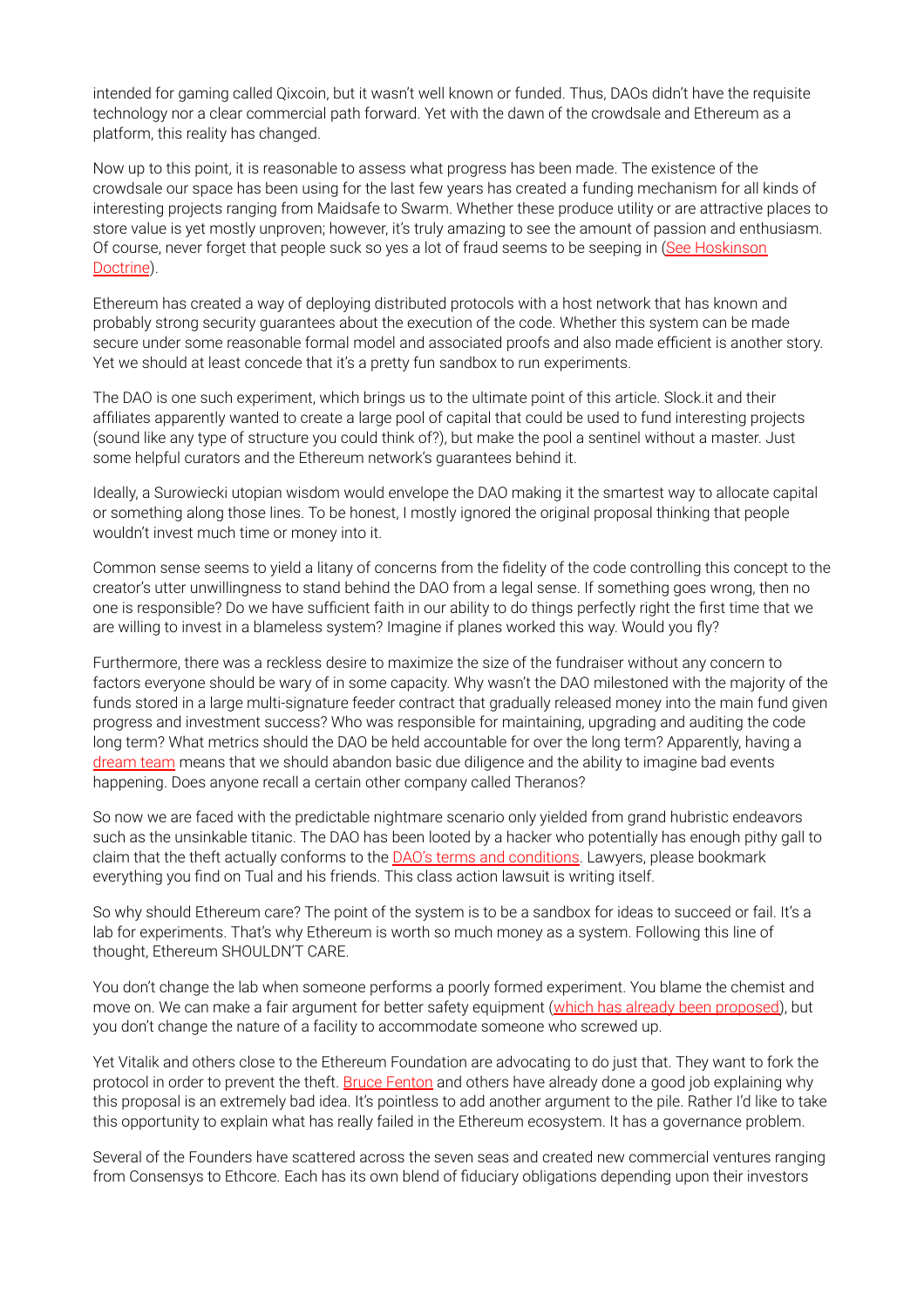intended for gaming called Qixcoin, but it wasn't well known or funded. Thus, DAOs didn't have the requisite technology nor a clear commercial path forward. Yet with the dawn of the crowdsale and Ethereum as a platform, this reality has changed.

Now up to this point, it is reasonable to assess what progress has been made. The existence of the crowdsale our space has been using for the last few years has created a funding mechanism for all kinds of interesting projects ranging from Maidsafe to Swarm. Whether these produce utility or are attractive places to store value is yet mostly unproven; however, it's truly amazing to see the amount of passion and enthusiasm. Of course, never forget that people suck so yes a lot of fraud seems to be seeping in (See Hoskinson Doctrine).

Ethereum has created a way of deploying distributed protocols with a host network that has known and probably strong security guarantees about the execution of the code. Whether this system can be made secure under some reasonable formal model and associated proofs and also made efficient is another story. Yet we should at least concede that it's a pretty fun sandbox to run experiments.

The DAO is one such experiment, which brings us to the ultimate point of this article. Slock.it and their affiliates apparently wanted to create a large pool of capital that could be used to fund interesting projects (sound like any type of structure you could think of?), but make the pool a sentinel without a master. Just some helpful curators and the Ethereum network's guarantees behind it.

Ideally, a Surowiecki utopian wisdom would envelope the DAO making it the smartest way to allocate capital or something along those lines. To be honest, I mostly ignored the original proposal thinking that people wouldn't invest much time or money into it.

Common sense seems to yield a litany of concerns from the fidelity of the code controlling this concept to the creator's utter unwillingness to stand behind the DAO from a legal sense. If something goes wrong, then no one is responsible? Do we have sufficient faith in our ability to do things perfectly right the first time that we are willing to invest in a blameless system? Imagine if planes worked this way. Would you fly?

Furthermore, there was a reckless desire to maximize the size of the fundraiser without any concern to factors everyone should be wary of in some capacity. Why wasn't the DAO milestoned with the majority of the funds stored in a large multi-signature feeder contract that gradually released money into the main fund given progress and investment success? Who was responsible for maintaining, upgrading and auditing the code long term? What metrics should the DAO be held accountable for over the long term? Apparently, having a dream team means that we should abandon basic due diligence and the ability to imagine bad events happening. Does anyone recall a certain other company called Theranos?

So now we are faced with the predictable nightmare scenario only yielded from grand hubristic endeavors such as the unsinkable titanic. The DAO has been looted by a hacker who potentially has enough pithy gall to claim that the theft actually conforms to the DAO's terms and conditions. Lawyers, please bookmark everything you find on Tual and his friends. This class action lawsuit is writing itself.

So why should Ethereum care? The point of the system is to be a sandbox for ideas to succeed or fail. It's a lab for experiments. That's why Ethereum is worth so much money as a system. Following this line of thought, Ethereum SHOULDN'T CARE.

You don't change the lab when someone performs a poorly formed experiment. You blame the chemist and move on. We can make a fair argument for better safety equipment (which has already been proposed), but you don't change the nature of a facility to accommodate someone who screwed up.

Yet Vitalik and others close to the Ethereum Foundation are advocating to do just that. They want to fork the protocol in order to prevent the theft. Bruce Fenton and others have already done a good job explaining why this proposal is an extremely bad idea. It's pointless to add another argument to the pile. Rather I'd like to take this opportunity to explain what has really failed in the Ethereum ecosystem. It has a governance problem.

Several of the Founders have scattered across the seven seas and created new commercial ventures ranging from Consensys to Ethcore. Each has its own blend of fiduciary obligations depending upon their investors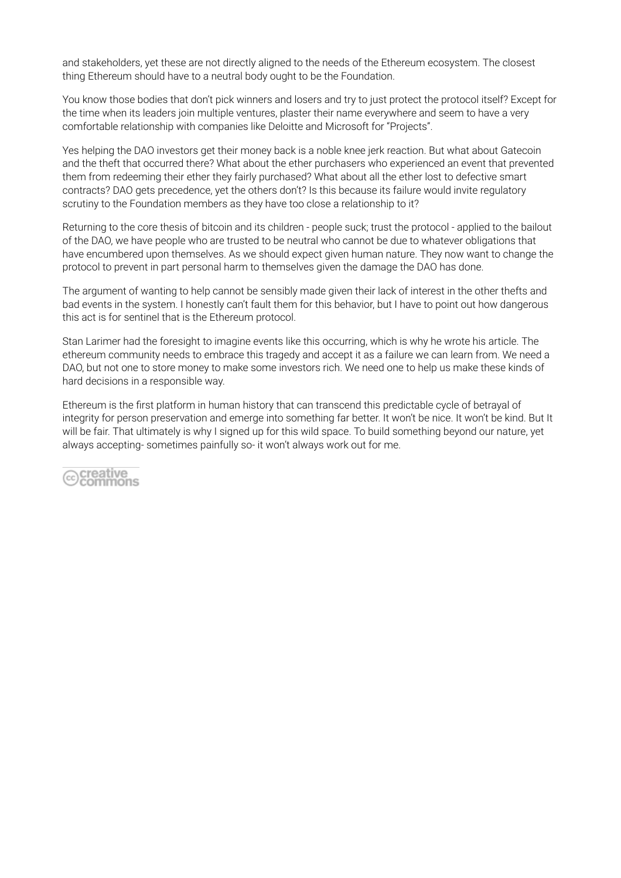and stakeholders, yet these are not directly aligned to the needs of the Ethereum ecosystem. The closest thing Ethereum should have to a neutral body ought to be the Foundation.

You know those bodies that don't pick winners and losers and try to just protect the protocol itself? Except for the time when its leaders join multiple ventures, plaster their name everywhere and seem to have a very comfortable relationship with companies like Deloitte and Microsoft for "Projects".

Yes helping the DAO investors get their money back is a noble knee jerk reaction. But what about Gatecoin and the theft that occurred there? What about the ether purchasers who experienced an event that prevented them from redeeming their ether they fairly purchased? What about all the ether lost to defective smart contracts? DAO gets precedence, yet the others don't? Is this because its failure would invite regulatory scrutiny to the Foundation members as they have too close a relationship to it?

Returning to the core thesis of bitcoin and its children - people suck; trust the protocol - applied to the bailout of the DAO, we have people who are trusted to be neutral who cannot be due to whatever obligations that have encumbered upon themselves. As we should expect given human nature. They now want to change the protocol to prevent in part personal harm to themselves given the damage the DAO has done.

The argument of wanting to help cannot be sensibly made given their lack of interest in the other thefts and bad events in the system. I honestly can't fault them for this behavior, but I have to point out how dangerous this act is for sentinel that is the Ethereum protocol.

Stan Larimer had the foresight to imagine events like this occurring, which is why he wrote his article. The ethereum community needs to embrace this tragedy and accept it as a failure we can learn from. We need a DAO, but not one to store money to make some investors rich. We need one to help us make these kinds of hard decisions in a responsible way.

Ethereum is the first platform in human history that can transcend this predictable cycle of betrayal of integrity for person preservation and emerge into something far better. It won't be nice. It won't be kind. But It will be fair. That ultimately is why I signed up for this wild space. To build something beyond our nature, yet always accepting- sometimes painfully so- it won't always work out for me.

creative commons